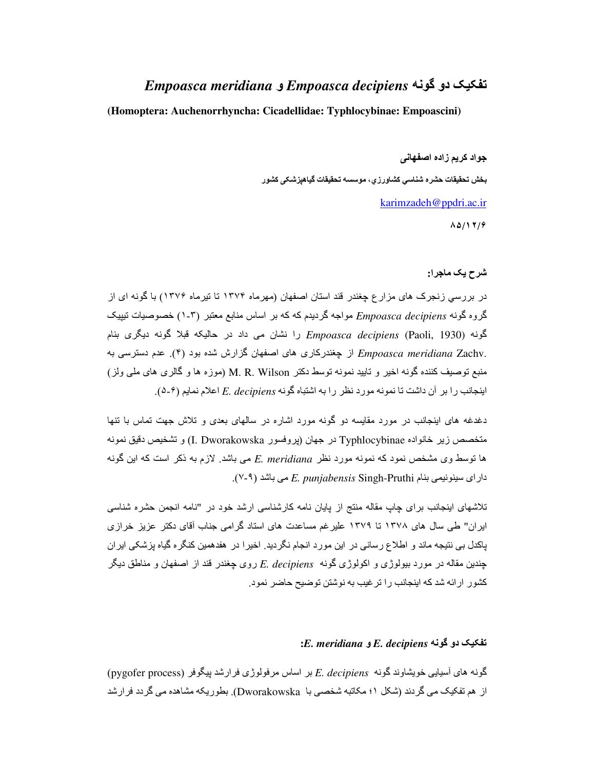# تفکیک دو گونه *Empoasca decipiens* و *Empoasca meridiana*

**(Homoptera: Auchenorrhyncha: Cicadellidae: Typhlocybinae: Empoascini)**

**جواد کریم زاده اصفهانی**

**بخش تحقیقات حشره شناسي کشاورزي، موسسه تحقیقات گیاهپزشکی کشور**

karimzadeh@ppdri.ac.ir

۸۵/۱۲/۶

**شرح یک ماجرا:**

در بررسي زنجرک های مزارع چغندر قند استان اصفهان (مهرماه ۱۳۷۴ تا تیرماه ۱۳۷۶) با گونه ای از گروه گونه *Empoasca decipiens* مواجه گردیدم که که بر اساس منابع معتبر (۳-۱) خصوصیات تیپیک گونه *Empoasca decipiens* (Paoli, 1930) را نشان می داد در حالیکه قبلا گونه دیگری بنام *Empoasca meridiana* Zachv. از چغندرکاری های اصفهان گزارش شده بود (۴). عدم دسترسی به منبع توصیف کننده گونه اخیر و تایید نمونه توسط دکتر M. R. Wilson (موزه ها و گالری های ملی ولز) اینجانب را بر آن داشت تا نمونه مورد نظر را به اشتباه گونه *E. decipiens* اعلام نمایم (۶-۵).

دغدغه های اینجانب در مورد مقایسه دو گونه مورد اشاره در سالهای بعدی و تلاش جهت تماس با تنها متخصص زیر خانواده Typhlocybinae در جهان (پروفسور I. Dworakowska) و تشخیص دقیق نمونه ها توسط وی مشخص نمود که نمونه مورد نظر *E. meridiana* می باشد. لازم به ذکر است که این گونه دارای سینونیمی بنام *E. punjabensis* Singh-Pruthi می باشد (۹-۷).

تلاشهای اینجانب برای چاپ مقاله منتج از پایان نامه کارشناسی ارشد خود در "نامه انجمن حشره شناسی ایران" طی سال های ۱۳۷۸ تا ۱۳۷۹ علیرغم مساعدت های استاد گرامی جناب آقای دکتر عزیز خرازی پاکدل بی نتیجه ماند و اطلاع رسانی در این مورد انجام نگردید. اخیرا در هفدهمین کنگره گیاه پزشکی ایران چندین مقاله در مورد بیولوژی و اکولوژی گونه *E. decipiens* روی چغندر قند از اصفهان و مناطق دیگر کشور ارائه شد که اینجانب را ترغیب به نوشتن توضیح حاضر نمود.

**تفکیک دو گونه *E. decipiens* و *E. meridiana*:**

گونه های آسیایی خویشاوند گونه *E. decipiens* بر اساس مرفولوژی فرارشد پیگوفر (pygofer process) از هم تفکیک می گردند (شکل ۱؛ مکاتبه شخصی با Dworakowska). بطوریکه مشاهده می گردد فرارشد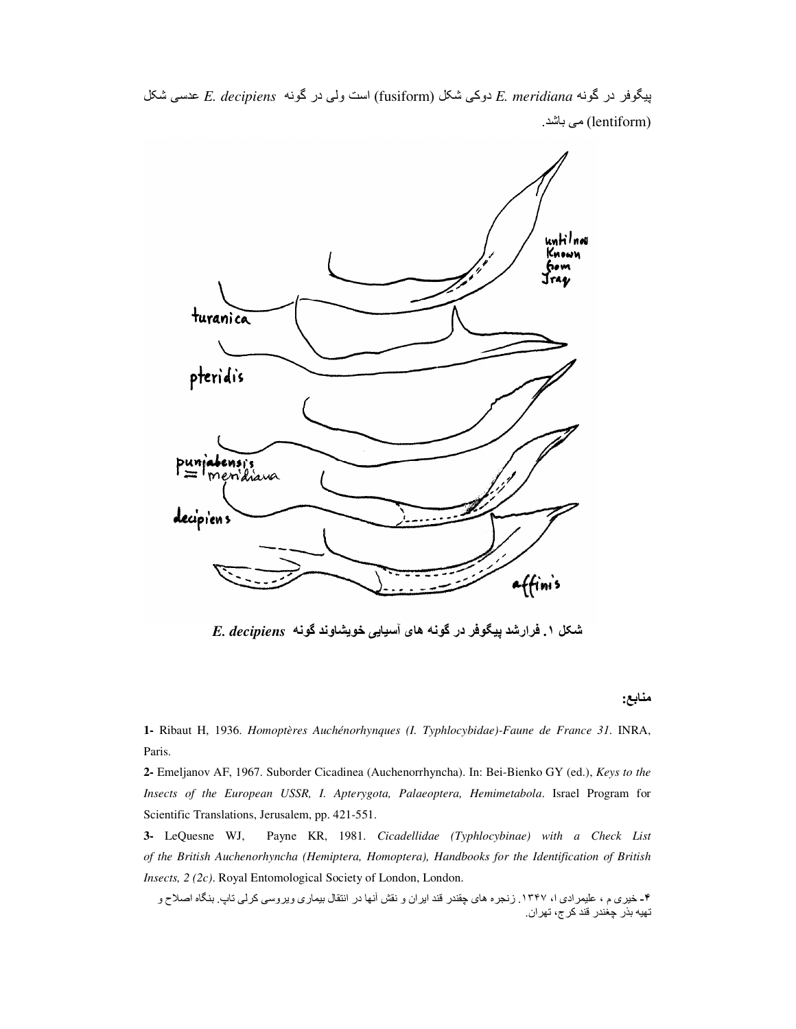پیگوفر در گونه *E. meridiana* دوکی شکل (fusiform) است ولی در گونه *E. decipiens* عدسی شکل (lentiform) می باشد.

**شکل ۱. فرارشد پیگوفر در گونه های آسیایی خویشاوند گونه *E. decipiens***

**منابع:**

**1-** Ribaut H, 1936. *Homoptères Auchénorhynques (I. Typhlocybidae)-Faune de France 31*. INRA, Paris.

**2-** Emeljanov AF, 1967. Suborder Cicadinea (Auchenorrhyncha). In: Bei-Bienko GY (ed.), *Keys to the Insects of the European USSR, I. Apterygota, Palaeoptera, Hemimetabola*. Israel Program for Scientific Translations, Jerusalem, pp. 421-551.

**3-** LeQuesne WJ, Payne KR, 1981. *Cicadellidae (Typhlocybinae) with a Check List of the British Auchenorhyncha (Hemiptera, Homoptera), Handbooks for the Identification of British Insects, 2 (2c)*. Royal Entomological Society of London, London.

۴- خیری م ، علیمرادی ا، ۱۳۴۷. زنجره های چقندر قند ایران و نقش آنها در انتقال بیماری ویروسی کرلی تاپ. بنگاه اصلاح و تهیه بذر چغندر قند کرج، تهران.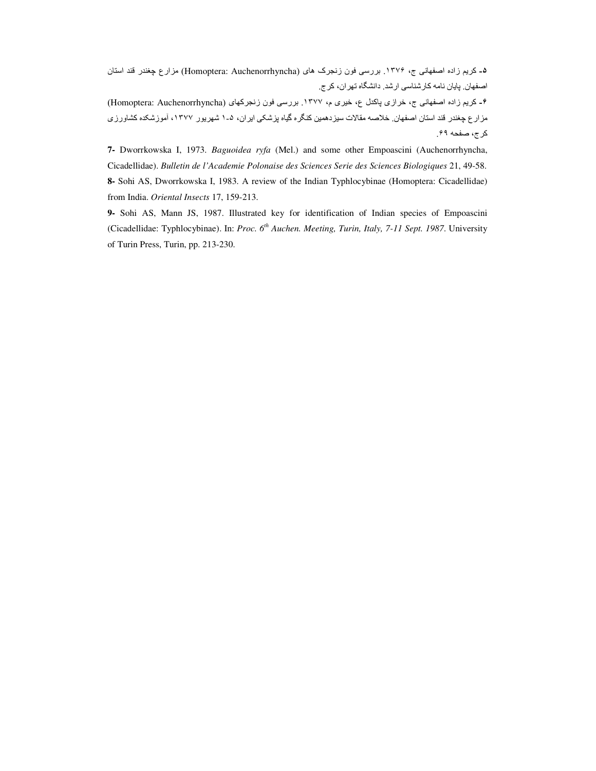**۵-** کریم زاده اصفهانی ج، ۱۳۷۶. بررسی فون زنجرک های (Homoptera: Auchenorrhyncha) مزارع چغندر قند استان اصفهان. پایان نامه کارشناسی ارشد. دانشگاه تهران، کرج.

**۶-** کریم زاده اصفهانی ج، خرازی پاکدل ع، خیری م، ۱۳۷۷. بررسی فون زنجرکهای (Homoptera: Auchenorrhyncha) مزارع چغندر قند استان اصفهان. خلاصه مقالات سیزدهمین کنگره گیاه پزشکی ایران، ۵-۱ شهریور ۱۳۷۷، آموزشکده کشاورزی کرج، صفحه ۶۹.

**7-** Dworrkowska I, 1973. *Baguoidea ryfa* (Mel.) and some other Empoascini (Auchenorrhyncha, Cicadellidae). *Bulletin de l'Academie Polonaise des Sciences Serie des Sciences Biologiques* 21, 49-58.

**8-** Sohi AS, Dworrkowska I, 1983. A review of the Indian Typhlocybinae (Homoptera: Cicadellidae) from India. *Oriental Insects* 17, 159-213.

**9-** Sohi AS, Mann JS, 1987. Illustrated key for identification of Indian species of Empoascini (Cicadellidae: Typhlocybinae). In: *Proc. 6th Auchen. Meeting, Turin, Italy, 7-11 Sept. 1987*. University of Turin Press, Turin, pp. 213-230.